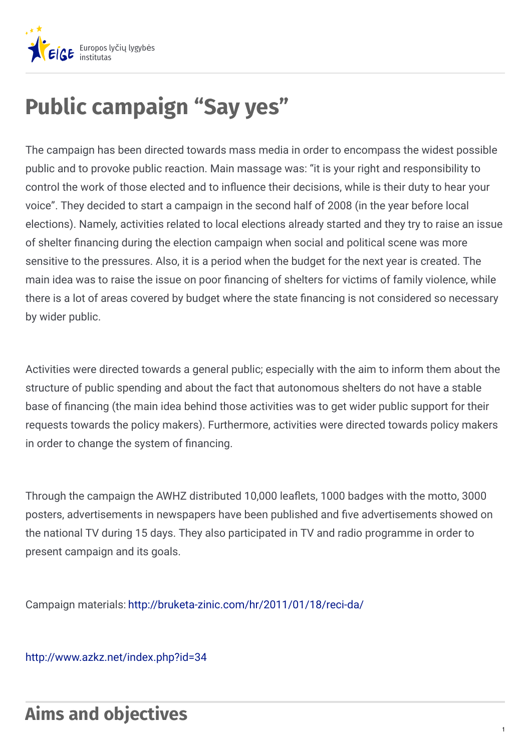# Public campaign "Say yes"

The campaign has been directed towards mass media in order to encompass the widest possible public and to provoke public reaction. Main massage was: "it is your right and responsibility to control the work of those elected and to influence their decisions, while is their duty to hear your voice". They decided to start a campaign in the second half of 2008 (in the year before local elections). Namely, activities related to local elections already started and they try to raise an issue of shelter financing during the election campaign when social and political scene was more sensitive to the pressures. Also, it is a period when the budget for the next year is created. The main idea was to raise the issue on poor financing of shelters for victims of family violence, while there is a lot of areas covered by budget where the state financing is not considered so necessary by wider public.

Activities were directed towards a general public; especially with the aim to inform them about the structure of public spending and about the fact that autonomous shelters do not have a stable base of financing (the main idea behind those activities was to get wider public support for their requests towards the policy makers). Furthermore, activities were directed towards policy makers in order to change the system of financing.

Through the campaign the AWHZ distributed 10,000 leaflets, 1000 badges with the motto, 3000 posters, advertisements in newspapers have been published and five advertisements showed on the national TV during 15 days. They also participated in TV and radio programme in order to present campaign and its goals.

Campaign materials: http://bruketa-zinic.com/hr/2011/01/18/reci-da/

http://www.azkz.net/index.php?id=34

## Aims and objectives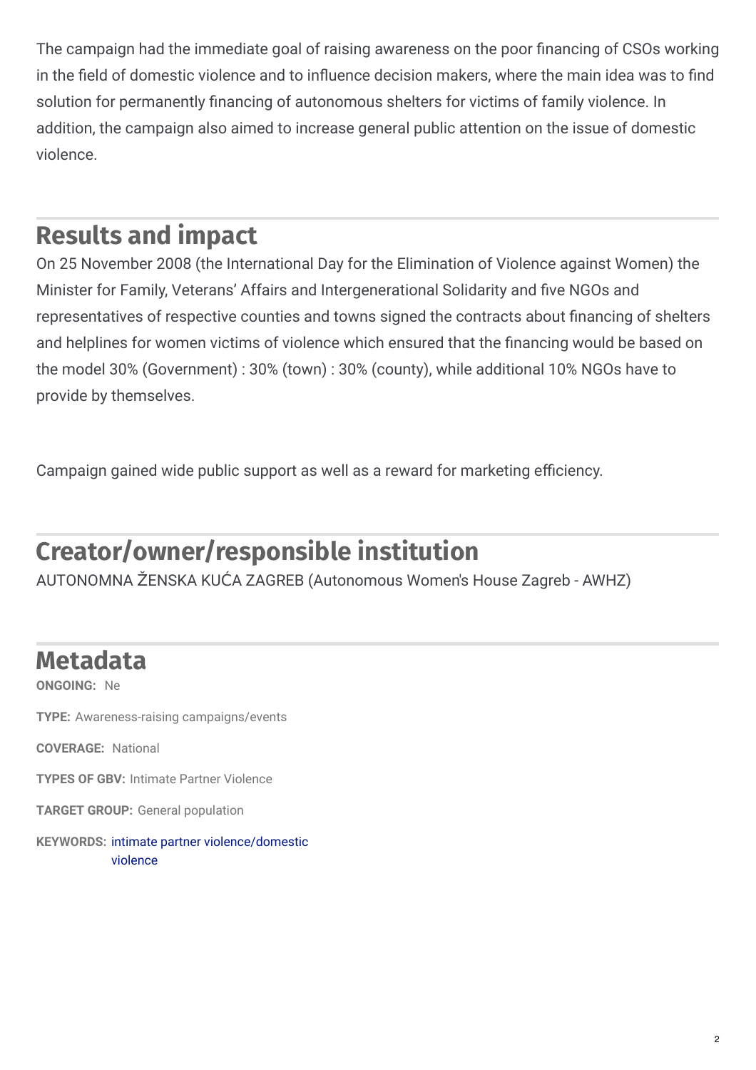The campaign had the immediate goal of raising awareness on the poor financing of CSOs working in the field of domestic violence and to influence decision makers, where the main idea was to find solution for permanently financing of autonomous shelters for victims of family violence. In addition, the campaign also aimed to increase general public attention on the issue of domestic violence.

## Results and impact

On 25 November 2008 (the International Day for the Elimination of Violence against Women) the Minister for Family, Veterans' Affairs and Intergenerational Solidarity and five NGOs and representatives of respective counties and towns signed the contracts about financing of shelters and helplines for women victims of violence which ensured that the financing would be based on the model 30% (Government) : 30% (town) : 30% (county), while additional 10% NGOs have to provide by themselves.

Campaign gained wide public support as well as a reward for marketing efficiency.

## Creator/owner/responsible institution

AUTONOMNA ŽENSKA KUĆA ZAGREB (Autonomous Women's House Zagreb - AWHZ)

## Metadata

**ONGOING:** Ne

**TYPE:** Awareness-raising campaigns/events

**COVERAGE:** National

**TYPES OF GBV:** Intimate Partner Violence

**TARGET GROUP:** General population

**KEYWORDS:** intimate partner violence/domestic violence